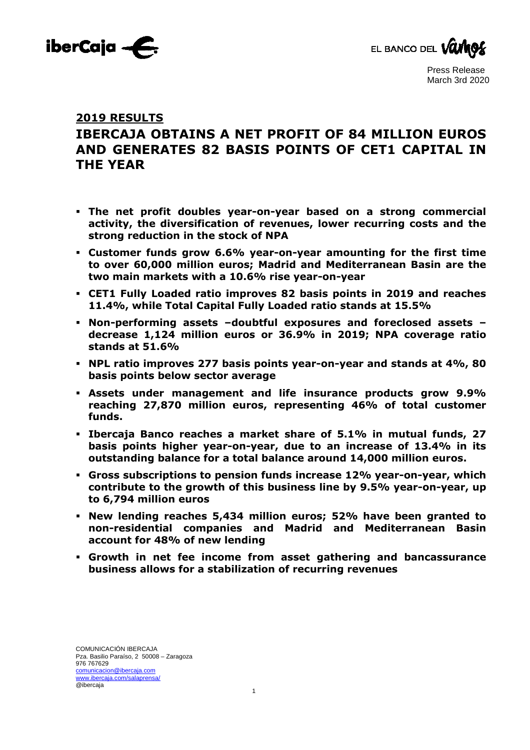Press Release
March 3rd 2020

## 2019 RESULTS

# IBERCAJA OBTAINS A NET PROFIT OF 84 MILLION EUROS AND GENERATES 82 BASIS POINTS OF CET1 CAPITAL IN THE YEAR

- **The net profit doubles year-on-year based on a strong commercial activity, the diversification of revenues, lower recurring costs and the strong reduction in the stock of NPA**
- **Customer funds grow 6.6% year-on-year amounting for the first time to over 60,000 million euros; Madrid and Mediterranean Basin are the two main markets with a 10.6% rise year-on-year**
- **CET1 Fully Loaded ratio improves 82 basis points in 2019 and reaches 11.4%, while Total Capital Fully Loaded ratio stands at 15.5%**
- **Non-performing assets –doubtful exposures and foreclosed assets – decrease 1,124 million euros or 36.9% in 2019; NPA coverage ratio stands at 51.6%**
- **NPL ratio improves 277 basis points year-on-year and stands at 4%, 80 basis points below sector average**
- **Assets under management and life insurance products grow 9.9% reaching 27,870 million euros, representing 46% of total customer funds.**
- **Ibercaja Banco reaches a market share of 5.1% in mutual funds, 27 basis points higher year-on-year, due to an increase of 13.4% in its outstanding balance for a total balance around 14,000 million euros.**
- **Gross subscriptions to pension funds increase 12% year-on-year, which contribute to the growth of this business line by 9.5% year-on-year, up to 6,794 million euros**
- **New lending reaches 5,434 million euros; 52% have been granted to non-residential companies and Madrid and Mediterranean Basin account for 48% of new lending**
- **Growth in net fee income from asset gathering and bancassurance business allows for a stabilization of recurring revenues**

COMUNICACIÓN IBERCAJA
Pza. Basilio Paraíso, 2 50008 – Zaragoza
976 767629
comunicacion@ibercaja.com
www.ibercaja.com/salaprensa/
@ibercaja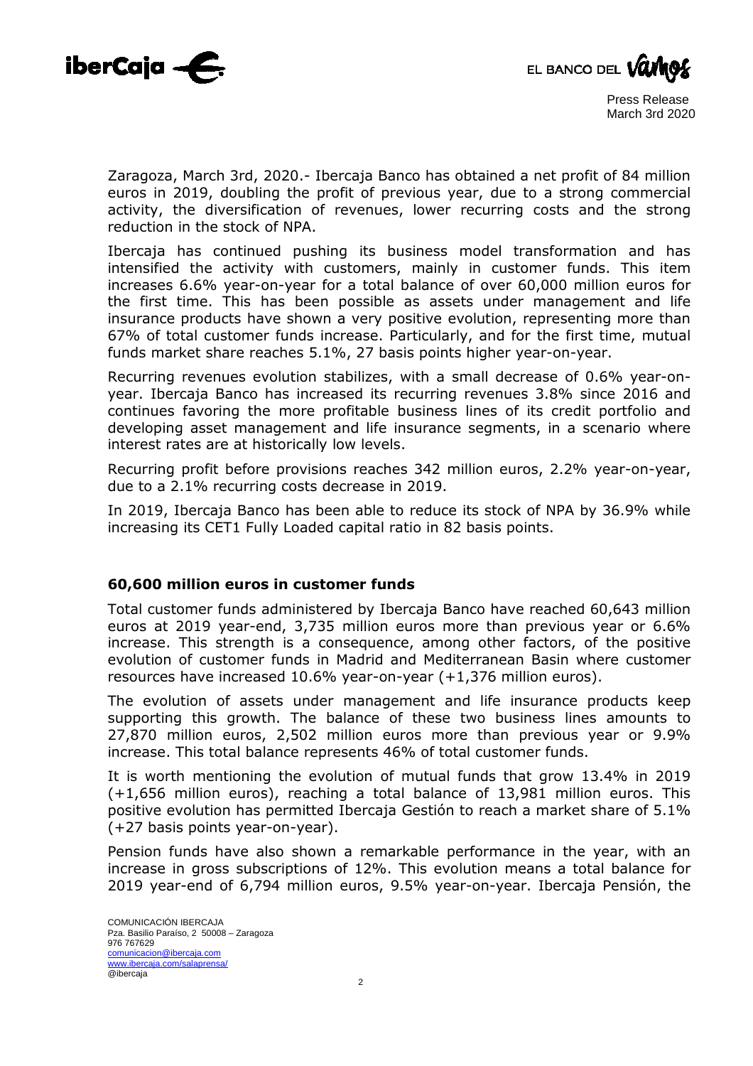Zaragoza, March 3rd, 2020.- Ibercaja Banco has obtained a net profit of 84 million euros in 2019, doubling the profit of previous year, due to a strong commercial activity, the diversification of revenues, lower recurring costs and the strong reduction in the stock of NPA.

Ibercaja has continued pushing its business model transformation and has intensified the activity with customers, mainly in customer funds. This item increases 6.6% year-on-year for a total balance of over 60,000 million euros for the first time. This has been possible as assets under management and life insurance products have shown a very positive evolution, representing more than 67% of total customer funds increase. Particularly, and for the first time, mutual funds market share reaches 5.1%, 27 basis points higher year-on-year.

Recurring revenues evolution stabilizes, with a small decrease of 0.6% year-on-year. Ibercaja Banco has increased its recurring revenues 3.8% since 2016 and continues favoring the more profitable business lines of its credit portfolio and developing asset management and life insurance segments, in a scenario where interest rates are at historically low levels.

Recurring profit before provisions reaches 342 million euros, 2.2% year-on-year, due to a 2.1% recurring costs decrease in 2019.

In 2019, Ibercaja Banco has been able to reduce its stock of NPA by 36.9% while increasing its CET1 Fully Loaded capital ratio in 82 basis points.

## 60,600 million euros in customer funds

Total customer funds administered by Ibercaja Banco have reached 60,643 million euros at 2019 year-end, 3,735 million euros more than previous year or 6.6% increase. This strength is a consequence, among other factors, of the positive evolution of customer funds in Madrid and Mediterranean Basin where customer resources have increased 10.6% year-on-year (+1,376 million euros).

The evolution of assets under management and life insurance products keep supporting this growth. The balance of these two business lines amounts to 27,870 million euros, 2,502 million euros more than previous year or 9.9% increase. This total balance represents 46% of total customer funds.

It is worth mentioning the evolution of mutual funds that grow 13.4% in 2019 (+1,656 million euros), reaching a total balance of 13,981 million euros. This positive evolution has permitted Ibercaja Gestión to reach a market share of 5.1% (+27 basis points year-on-year).

Pension funds have also shown a remarkable performance in the year, with an increase in gross subscriptions of 12%. This evolution means a total balance for 2019 year-end of 6,794 million euros, 9.5% year-on-year. Ibercaja Pensión, the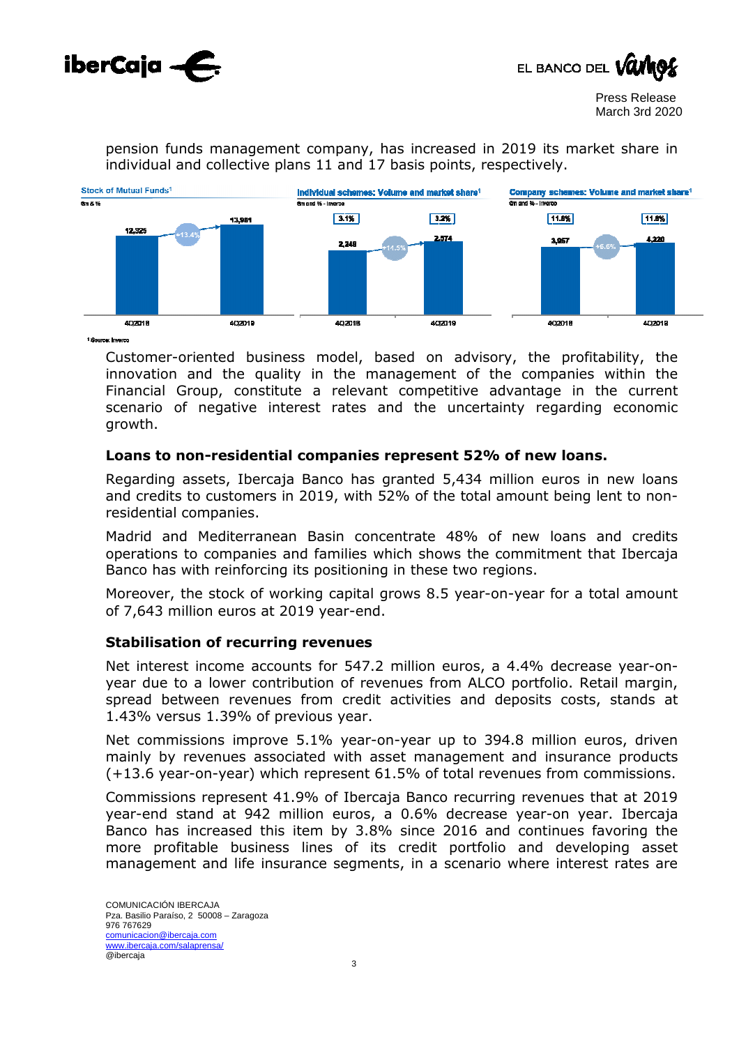pension funds management company, has increased in 2019 its market share in individual and collective plans 11 and 17 basis points, respectively.

**Stock of Mutual Funds[1]**

€m & %

| | 4Q2018 | 4Q2019 |
|---|---|---|
| Stock | 12,325 | 13,981 |
| Change | | +13.4% |

**Individual schemes: Volume and market share[1]**

€m and % - Inverco

| | 4Q2018 | 4Q2019 |
|---|---|---|
| Volume | 2,248 | 2,574 |
| Market share | 3.1% | 3.2% |
| Change | | +14.5% |

**Company schemes: Volume and market share[1]**

€m and % - Inverco

| | 4Q2018 | 4Q2019 |
|---|---|---|
| Volume | 3,957 | 4,220 |
| Market share | 11.6% | 11.8% |
| Change | | +6.6% |

[1] Source: Inverco

Customer-oriented business model, based on advisory, the profitability, the innovation and the quality in the management of the companies within the Financial Group, constitute a relevant competitive advantage in the current scenario of negative interest rates and the uncertainty regarding economic growth.

### Loans to non-residential companies represent 52% of new loans.

Regarding assets, Ibercaja Banco has granted 5,434 million euros in new loans and credits to customers in 2019, with 52% of the total amount being lent to non-residential companies.

Madrid and Mediterranean Basin concentrate 48% of new loans and credits operations to companies and families which shows the commitment that Ibercaja Banco has with reinforcing its positioning in these two regions.

Moreover, the stock of working capital grows 8.5 year-on-year for a total amount of 7,643 million euros at 2019 year-end.

### Stabilisation of recurring revenues

Net interest income accounts for 547.2 million euros, a 4.4% decrease year-on-year due to a lower contribution of revenues from ALCO portfolio. Retail margin, spread between revenues from credit activities and deposits costs, stands at 1.43% versus 1.39% of previous year.

Net commissions improve 5.1% year-on-year up to 394.8 million euros, driven mainly by revenues associated with asset management and insurance products (+13.6 year-on-year) which represent 61.5% of total revenues from commissions.

Commissions represent 41.9% of Ibercaja Banco recurring revenues that at 2019 year-end stand at 942 million euros, a 0.6% decrease year-on year. Ibercaja Banco has increased this item by 3.8% since 2016 and continues favoring the more profitable business lines of its credit portfolio and developing asset management and life insurance segments, in a scenario where interest rates are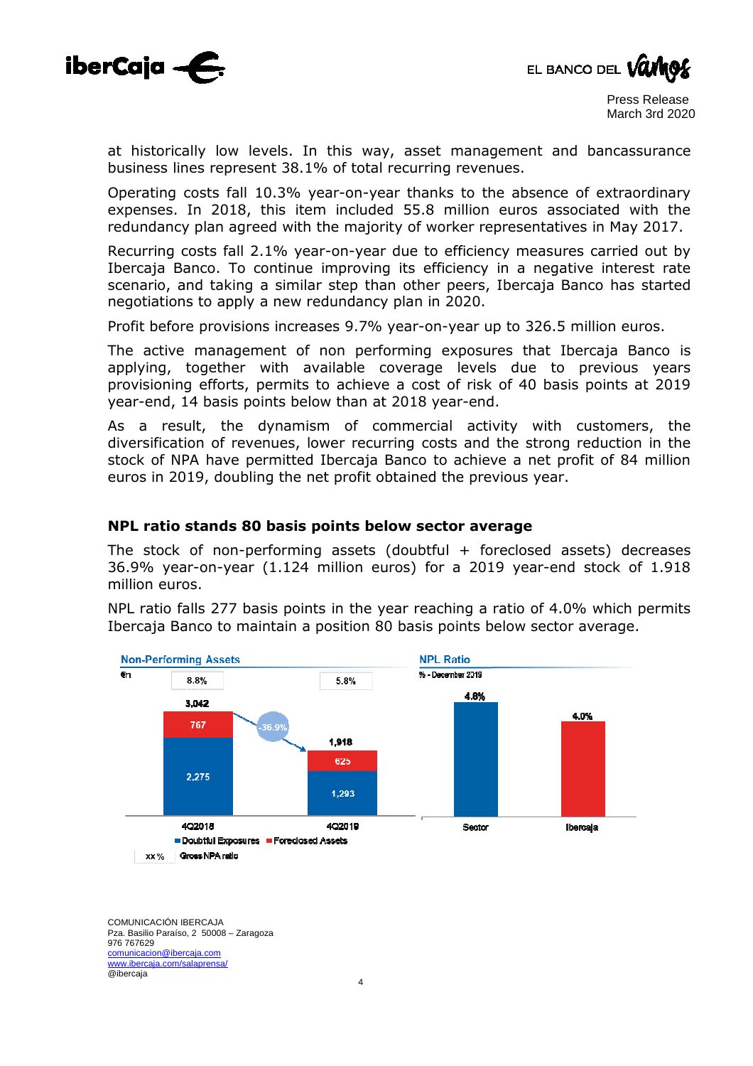at historically low levels. In this way, asset management and bancassurance business lines represent 38.1% of total recurring revenues.

Operating costs fall 10.3% year-on-year thanks to the absence of extraordinary expenses. In 2018, this item included 55.8 million euros associated with the redundancy plan agreed with the majority of worker representatives in May 2017.

Recurring costs fall 2.1% year-on-year due to efficiency measures carried out by Ibercaja Banco. To continue improving its efficiency in a negative interest rate scenario, and taking a similar step than other peers, Ibercaja Banco has started negotiations to apply a new redundancy plan in 2020.

Profit before provisions increases 9.7% year-on-year up to 326.5 million euros.

The active management of non performing exposures that Ibercaja Banco is applying, together with available coverage levels due to previous years provisioning efforts, permits to achieve a cost of risk of 40 basis points at 2019 year-end, 14 basis points below than at 2018 year-end.

As a result, the dynamism of commercial activity with customers, the diversification of revenues, lower recurring costs and the strong reduction in the stock of NPA have permitted Ibercaja Banco to achieve a net profit of 84 million euros in 2019, doubling the net profit obtained the previous year.

## NPL ratio stands 80 basis points below sector average

The stock of non-performing assets (doubtful + foreclosed assets) decreases 36.9% year-on-year (1.124 million euros) for a 2019 year-end stock of 1.918 million euros.

NPL ratio falls 277 basis points in the year reaching a ratio of 4.0% which permits Ibercaja Banco to maintain a position 80 basis points below sector average.

**Non-Performing Assets** (€m)

| | 4Q2018 | 4Q2019 |
|---|---|---|
| Doubtful Exposures | 2,275 | 1,293 |
| Foreclosed Assets | 767 | 625 |
| Total | 3,042 | 1,918 |
| Gross NPA ratio | 8.8% | 5.8% |

Change: -36.9%

**NPL Ratio** (% - December 2019)

| Sector | Ibercaja |
|---|---|
| 4.8% | 4.0% |

COMUNICACIÓN IBERCAJA
Pza. Basilio Paraíso, 2 50008 – Zaragoza
976 767629
comunicacion@ibercaja.com
www.ibercaja.com/salaprensa/
@ibercaja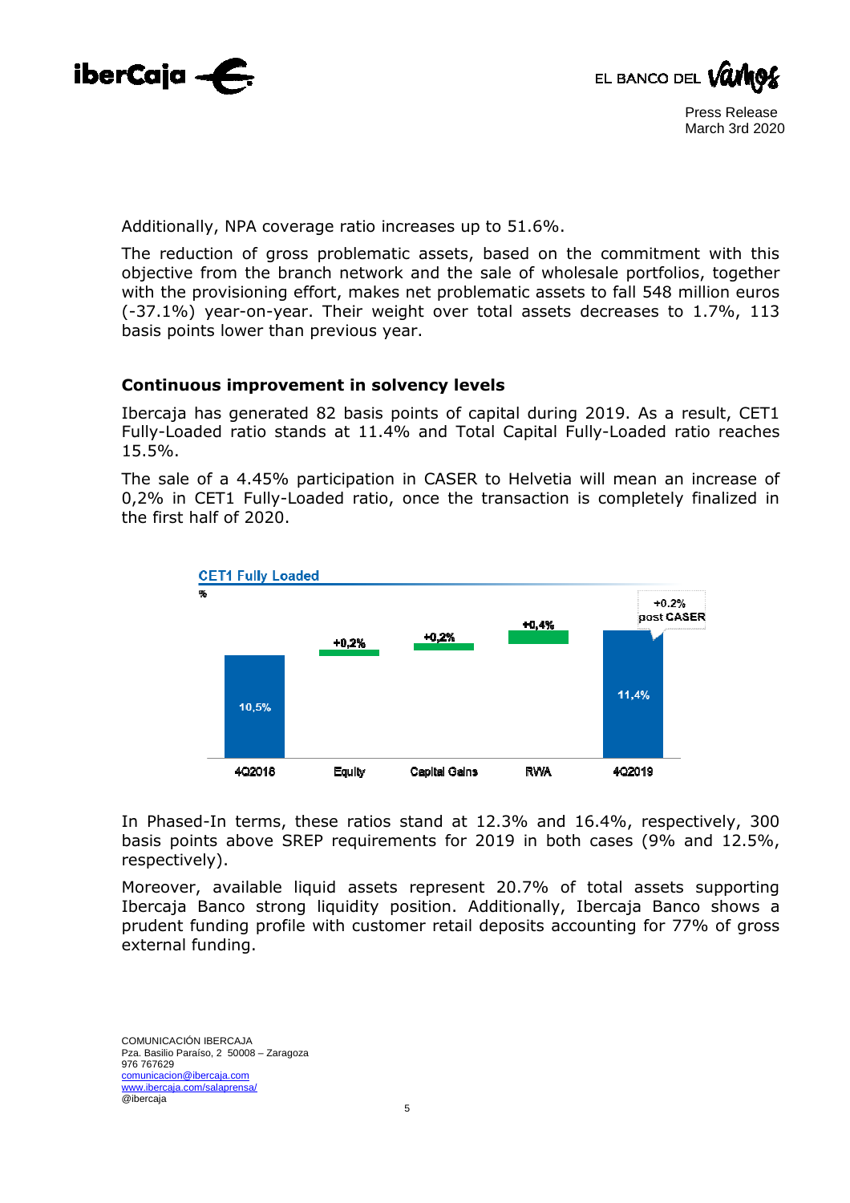Additionally, NPA coverage ratio increases up to 51.6%.

The reduction of gross problematic assets, based on the commitment with this objective from the branch network and the sale of wholesale portfolios, together with the provisioning effort, makes net problematic assets to fall 548 million euros (-37.1%) year-on-year. Their weight over total assets decreases to 1.7%, 113 basis points lower than previous year.

## Continuous improvement in solvency levels

Ibercaja has generated 82 basis points of capital during 2019. As a result, CET1 Fully-Loaded ratio stands at 11.4% and Total Capital Fully-Loaded ratio reaches 15.5%.

The sale of a 4.45% participation in CASER to Helvetia will mean an increase of 0,2% in CET1 Fully-Loaded ratio, once the transaction is completely finalized in the first half of 2020.

**CET1 Fully Loaded**

%

| 4Q2018 | Equity | Capital Gains | RWA | 4Q2019 |
|---|---|---|---|---|
| 10,5% | +0,2% | +0,2% | +0,4% | 11,4% (+0.2% post CASER) |

In Phased-In terms, these ratios stand at 12.3% and 16.4%, respectively, 300 basis points above SREP requirements for 2019 in both cases (9% and 12.5%, respectively).

Moreover, available liquid assets represent 20.7% of total assets supporting Ibercaja Banco strong liquidity position. Additionally, Ibercaja Banco shows a prudent funding profile with customer retail deposits accounting for 77% of gross external funding.

COMUNICACIÓN IBERCAJA
Pza. Basilio Paraíso, 2 50008 – Zaragoza
976 767629
comunicacion@ibercaja.com
www.ibercaja.com/salaprensa/
@ibercaja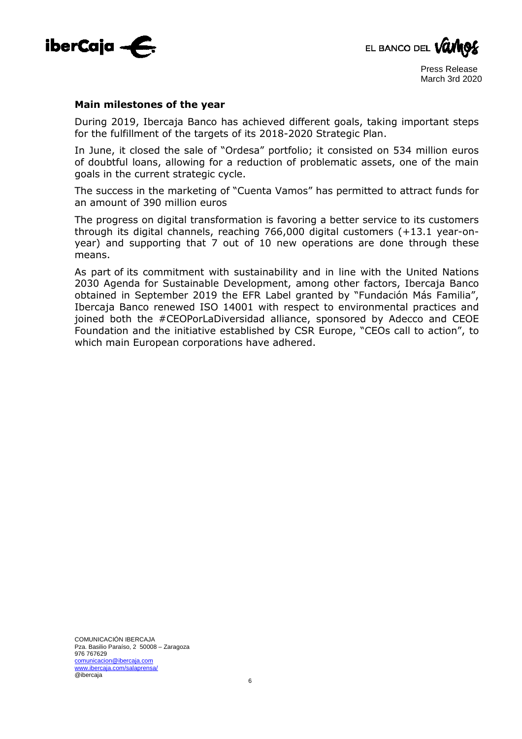## Main milestones of the year

During 2019, Ibercaja Banco has achieved different goals, taking important steps for the fulfillment of the targets of its 2018-2020 Strategic Plan.

In June, it closed the sale of "Ordesa" portfolio; it consisted on 534 million euros of doubtful loans, allowing for a reduction of problematic assets, one of the main goals in the current strategic cycle.

The success in the marketing of "Cuenta Vamos" has permitted to attract funds for an amount of 390 million euros

The progress on digital transformation is favoring a better service to its customers through its digital channels, reaching 766,000 digital customers (+13.1 year-on-year) and supporting that 7 out of 10 new operations are done through these means.

As part of its commitment with sustainability and in line with the United Nations 2030 Agenda for Sustainable Development, among other factors, Ibercaja Banco obtained in September 2019 the EFR Label granted by "Fundación Más Familia", Ibercaja Banco renewed ISO 14001 with respect to environmental practices and joined both the #CEOPorLaDiversidad alliance, sponsored by Adecco and CEOE Foundation and the initiative established by CSR Europe, "CEOs call to action", to which main European corporations have adhered.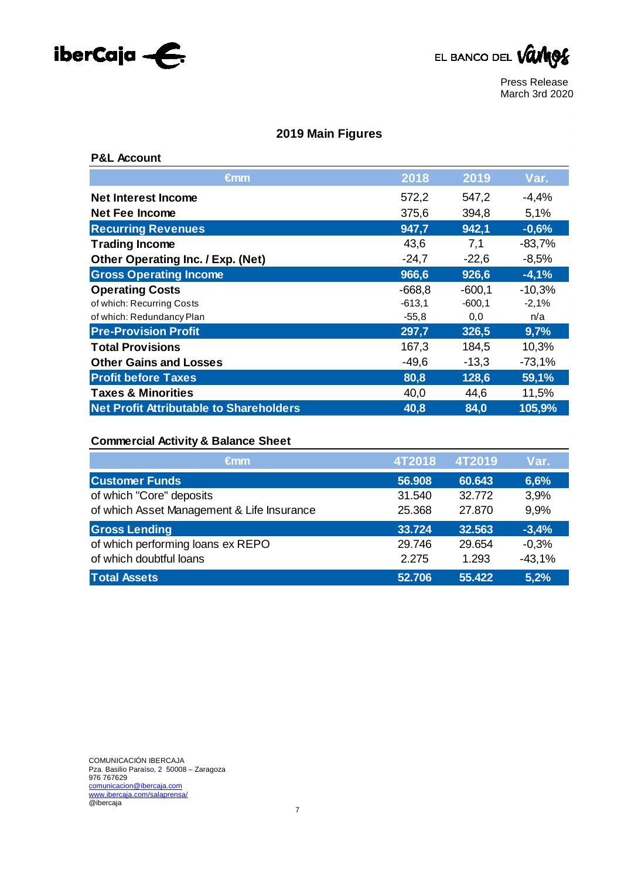Press Release
March 3rd 2020

## 2019 Main Figures

### P&L Account

| €mm | 2018 | 2019 | Var. |
|---|---|---|---|
| **Net Interest Income** | 572,2 | 547,2 | -4,4% |
| **Net Fee Income** | 375,6 | 394,8 | 5,1% |
| **Recurring Revenues** | **947,7** | **942,1** | **-0,6%** |
| **Trading Income** | 43,6 | 7,1 | -83,7% |
| **Other Operating Inc. / Exp. (Net)** | -24,7 | -22,6 | -8,5% |
| **Gross Operating Income** | **966,6** | **926,6** | **-4,1%** |
| **Operating Costs** | -668,8 | -600,1 | -10,3% |
| of which: Recurring Costs | -613,1 | -600,1 | -2,1% |
| of which: Redundancy Plan | -55,8 | 0,0 | n/a |
| **Pre-Provision Profit** | **297,7** | **326,5** | **9,7%** |
| **Total Provisions** | 167,3 | 184,5 | 10,3% |
| **Other Gains and Losses** | -49,6 | -13,3 | -73,1% |
| **Profit before Taxes** | **80,8** | **128,6** | **59,1%** |
| **Taxes & Minorities** | 40,0 | 44,6 | 11,5% |
| **Net Profit Attributable to Shareholders** | **40,8** | **84,0** | **105,9%** |

### Commercial Activity & Balance Sheet

| €mm | 4T2018 | 4T2019 | Var. |
|---|---|---|---|
| **Customer Funds** | **56.908** | **60.643** | **6,6%** |
| of which "Core" deposits | 31.540 | 32.772 | 3,9% |
| of which Asset Management & Life Insurance | 25.368 | 27.870 | 9,9% |
| **Gross Lending** | **33.724** | **32.563** | **-3,4%** |
| of which performing loans ex REPO | 29.746 | 29.654 | -0,3% |
| of which doubtful loans | 2.275 | 1.293 | -43,1% |
| **Total Assets** | **52.706** | **55.422** | **5,2%** |

COMUNICACIÓN IBERCAJA
Pza. Basilio Paraíso, 2 50008 – Zaragoza
976 767629
comunicacion@ibercaja.com
www.ibercaja.com/salaprensa/
@ibercaja